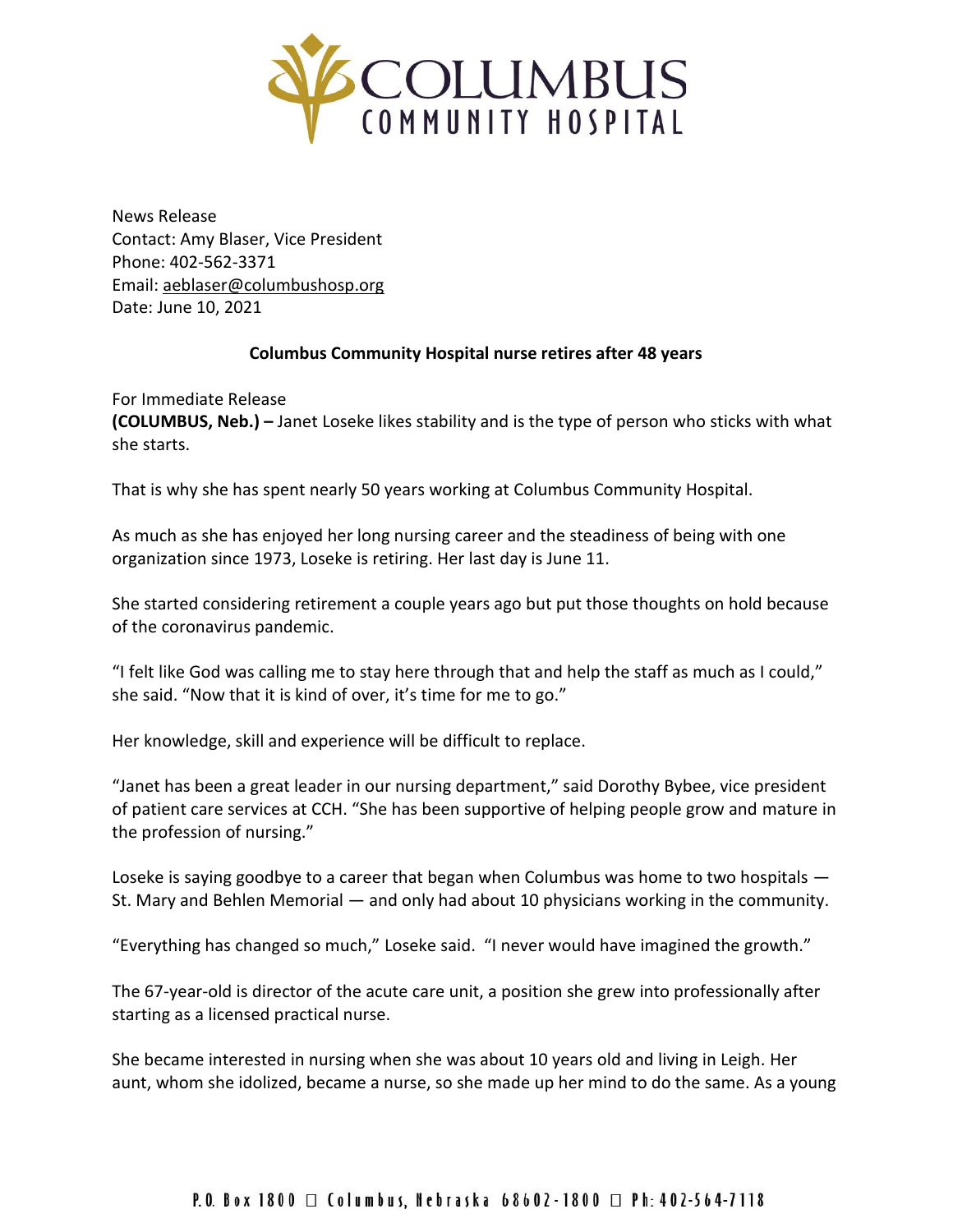# COLUMBUS COMMUNITY HOSPITAL

News Release
Contact: Amy Blaser, Vice President
Phone: 402-562-3371
Email: aeblaser@columbushosp.org
Date: June 10, 2021

**Columbus Community Hospital nurse retires after 48 years**

For Immediate Release
**(COLUMBUS, Neb.) –** Janet Loseke likes stability and is the type of person who sticks with what she starts.

That is why she has spent nearly 50 years working at Columbus Community Hospital.

As much as she has enjoyed her long nursing career and the steadiness of being with one organization since 1973, Loseke is retiring. Her last day is June 11.

She started considering retirement a couple years ago but put those thoughts on hold because of the coronavirus pandemic.

"I felt like God was calling me to stay here through that and help the staff as much as I could," she said. "Now that it is kind of over, it's time for me to go."

Her knowledge, skill and experience will be difficult to replace.

"Janet has been a great leader in our nursing department," said Dorothy Bybee, vice president of patient care services at CCH. "She has been supportive of helping people grow and mature in the profession of nursing."

Loseke is saying goodbye to a career that began when Columbus was home to two hospitals — St. Mary and Behlen Memorial — and only had about 10 physicians working in the community.

"Everything has changed so much," Loseke said. "I never would have imagined the growth."

The 67-year-old is director of the acute care unit, a position she grew into professionally after starting as a licensed practical nurse.

She became interested in nursing when she was about 10 years old and living in Leigh. Her aunt, whom she idolized, became a nurse, so she made up her mind to do the same. As a young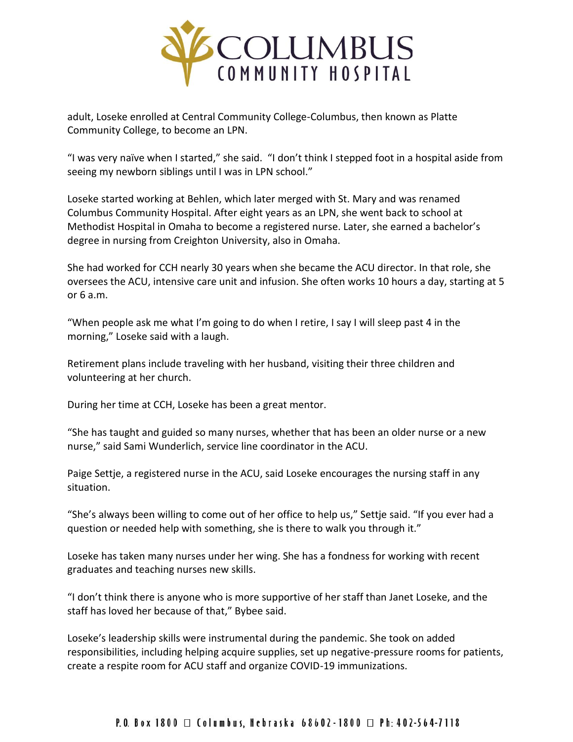adult, Loseke enrolled at Central Community College-Columbus, then known as Platte Community College, to become an LPN.

"I was very naïve when I started," she said. "I don't think I stepped foot in a hospital aside from seeing my newborn siblings until I was in LPN school."

Loseke started working at Behlen, which later merged with St. Mary and was renamed Columbus Community Hospital. After eight years as an LPN, she went back to school at Methodist Hospital in Omaha to become a registered nurse. Later, she earned a bachelor's degree in nursing from Creighton University, also in Omaha.

She had worked for CCH nearly 30 years when she became the ACU director. In that role, she oversees the ACU, intensive care unit and infusion. She often works 10 hours a day, starting at 5 or 6 a.m.

"When people ask me what I'm going to do when I retire, I say I will sleep past 4 in the morning," Loseke said with a laugh.

Retirement plans include traveling with her husband, visiting their three children and volunteering at her church.

During her time at CCH, Loseke has been a great mentor.

"She has taught and guided so many nurses, whether that has been an older nurse or a new nurse," said Sami Wunderlich, service line coordinator in the ACU.

Paige Settje, a registered nurse in the ACU, said Loseke encourages the nursing staff in any situation.

"She's always been willing to come out of her office to help us," Settje said. "If you ever had a question or needed help with something, she is there to walk you through it."

Loseke has taken many nurses under her wing. She has a fondness for working with recent graduates and teaching nurses new skills.

"I don't think there is anyone who is more supportive of her staff than Janet Loseke, and the staff has loved her because of that," Bybee said.

Loseke's leadership skills were instrumental during the pandemic. She took on added responsibilities, including helping acquire supplies, set up negative-pressure rooms for patients, create a respite room for ACU staff and organize COVID-19 immunizations.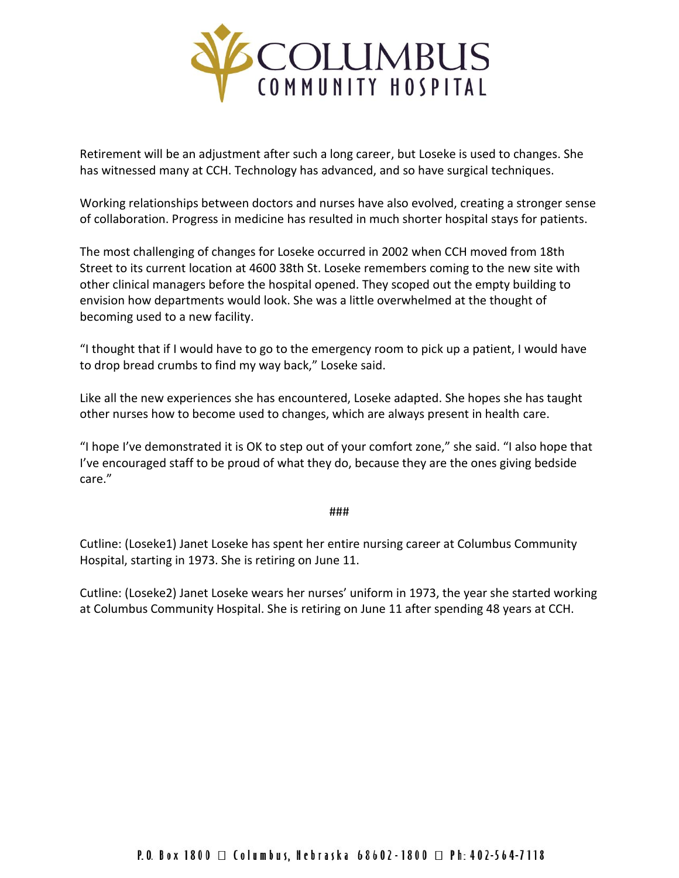Retirement will be an adjustment after such a long career, but Loseke is used to changes. She has witnessed many at CCH. Technology has advanced, and so have surgical techniques.

Working relationships between doctors and nurses have also evolved, creating a stronger sense of collaboration. Progress in medicine has resulted in much shorter hospital stays for patients.

The most challenging of changes for Loseke occurred in 2002 when CCH moved from 18th Street to its current location at 4600 38th St. Loseke remembers coming to the new site with other clinical managers before the hospital opened. They scoped out the empty building to envision how departments would look. She was a little overwhelmed at the thought of becoming used to a new facility.

"I thought that if I would have to go to the emergency room to pick up a patient, I would have to drop bread crumbs to find my way back," Loseke said.

Like all the new experiences she has encountered, Loseke adapted. She hopes she has taught other nurses how to become used to changes, which are always present in health care.

"I hope I've demonstrated it is OK to step out of your comfort zone," she said. "I also hope that I've encouraged staff to be proud of what they do, because they are the ones giving bedside care."

###

Cutline: (Loseke1) Janet Loseke has spent her entire nursing career at Columbus Community Hospital, starting in 1973. She is retiring on June 11.

Cutline: (Loseke2) Janet Loseke wears her nurses' uniform in 1973, the year she started working at Columbus Community Hospital. She is retiring on June 11 after spending 48 years at CCH.